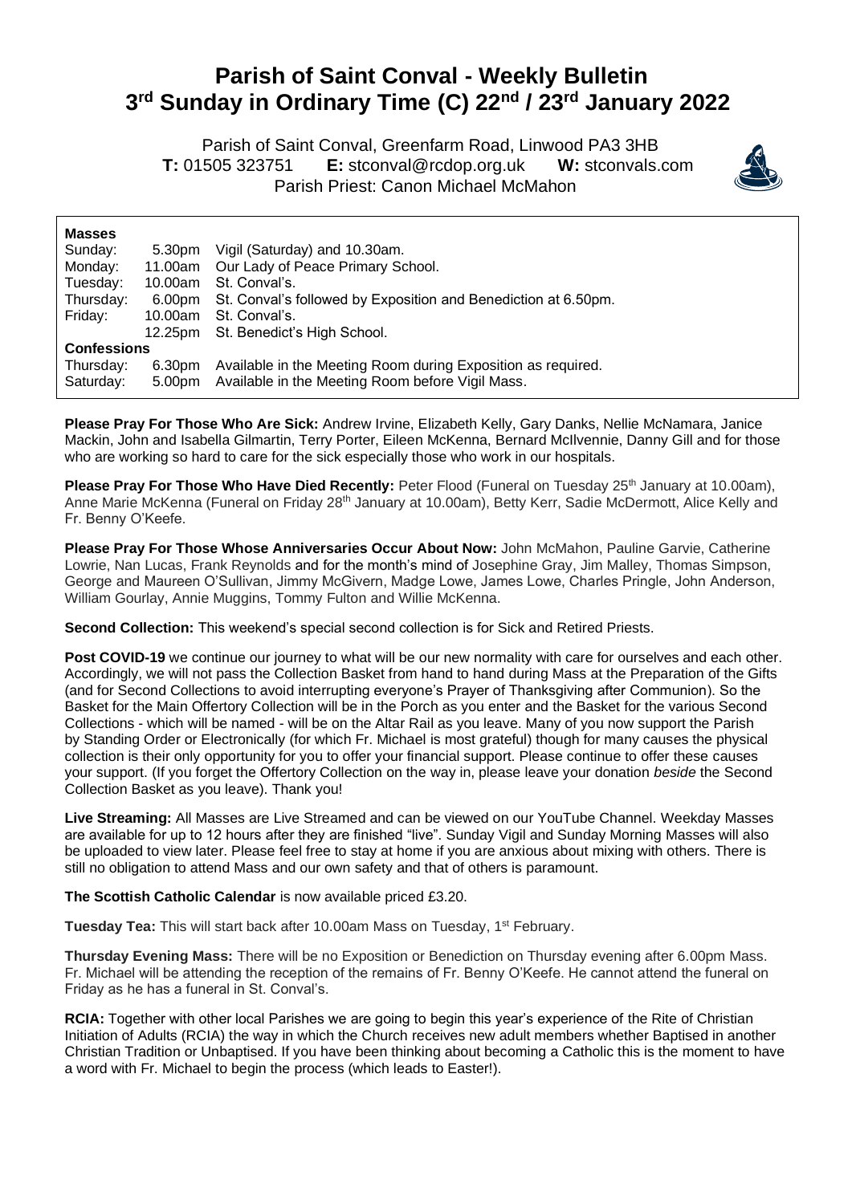# Parish of Saint Conval - Weekly Bulletin
# 3rd Sunday in Ordinary Time (C) 22nd / 23rd January 2022

Parish of Saint Conval, Greenfarm Road, Linwood PA3 3HB
**T:** 01505 323751 **E:** stconval@rcdop.org.uk **W:** stconvals.com
Parish Priest: Canon Michael McMahon

**Masses**

| | | |
|---|---|---|
| Sunday: | 5.30pm | Vigil (Saturday) and 10.30am. |
| Monday: | 11.00am | Our Lady of Peace Primary School. |
| Tuesday: | 10.00am | St. Conval's. |
| Thursday: | 6.00pm | St. Conval's followed by Exposition and Benediction at 6.50pm. |
| Friday: | 10.00am | St. Conval's. |
| | 12.25pm | St. Benedict's High School. |
| **Confessions** | | |
| Thursday: | 6.30pm | Available in the Meeting Room during Exposition as required. |
| Saturday: | 5.00pm | Available in the Meeting Room before Vigil Mass. |

**Please Pray For Those Who Are Sick:** Andrew Irvine, Elizabeth Kelly, Gary Danks, Nellie McNamara, Janice Mackin, John and Isabella Gilmartin, Terry Porter, Eileen McKenna, Bernard McIlvennie, Danny Gill and for those who are working so hard to care for the sick especially those who work in our hospitals.

**Please Pray For Those Who Have Died Recently:** Peter Flood (Funeral on Tuesday 25th January at 10.00am), Anne Marie McKenna (Funeral on Friday 28th January at 10.00am), Betty Kerr, Sadie McDermott, Alice Kelly and Fr. Benny O'Keefe.

**Please Pray For Those Whose Anniversaries Occur About Now:** John McMahon, Pauline Garvie, Catherine Lowrie, Nan Lucas, Frank Reynolds and for the month's mind of Josephine Gray, Jim Malley, Thomas Simpson, George and Maureen O'Sullivan, Jimmy McGivern, Madge Lowe, James Lowe, Charles Pringle, John Anderson, William Gourlay, Annie Muggins, Tommy Fulton and Willie McKenna.

**Second Collection:** This weekend's special second collection is for Sick and Retired Priests.

**Post COVID-19** we continue our journey to what will be our new normality with care for ourselves and each other. Accordingly, we will not pass the Collection Basket from hand to hand during Mass at the Preparation of the Gifts (and for Second Collections to avoid interrupting everyone's Prayer of Thanksgiving after Communion). So the Basket for the Main Offertory Collection will be in the Porch as you enter and the Basket for the various Second Collections - which will be named - will be on the Altar Rail as you leave. Many of you now support the Parish by Standing Order or Electronically (for which Fr. Michael is most grateful) though for many causes the physical collection is their only opportunity for you to offer your financial support. Please continue to offer these causes your support. (If you forget the Offertory Collection on the way in, please leave your donation *beside* the Second Collection Basket as you leave). Thank you!

**Live Streaming:** All Masses are Live Streamed and can be viewed on our YouTube Channel. Weekday Masses are available for up to 12 hours after they are finished "live". Sunday Vigil and Sunday Morning Masses will also be uploaded to view later. Please feel free to stay at home if you are anxious about mixing with others. There is still no obligation to attend Mass and our own safety and that of others is paramount.

**The Scottish Catholic Calendar** is now available priced £3.20.

**Tuesday Tea:** This will start back after 10.00am Mass on Tuesday, 1st February.

**Thursday Evening Mass:** There will be no Exposition or Benediction on Thursday evening after 6.00pm Mass. Fr. Michael will be attending the reception of the remains of Fr. Benny O'Keefe. He cannot attend the funeral on Friday as he has a funeral in St. Conval's.

**RCIA:** Together with other local Parishes we are going to begin this year's experience of the Rite of Christian Initiation of Adults (RCIA) the way in which the Church receives new adult members whether Baptised in another Christian Tradition or Unbaptised. If you have been thinking about becoming a Catholic this is the moment to have a word with Fr. Michael to begin the process (which leads to Easter!).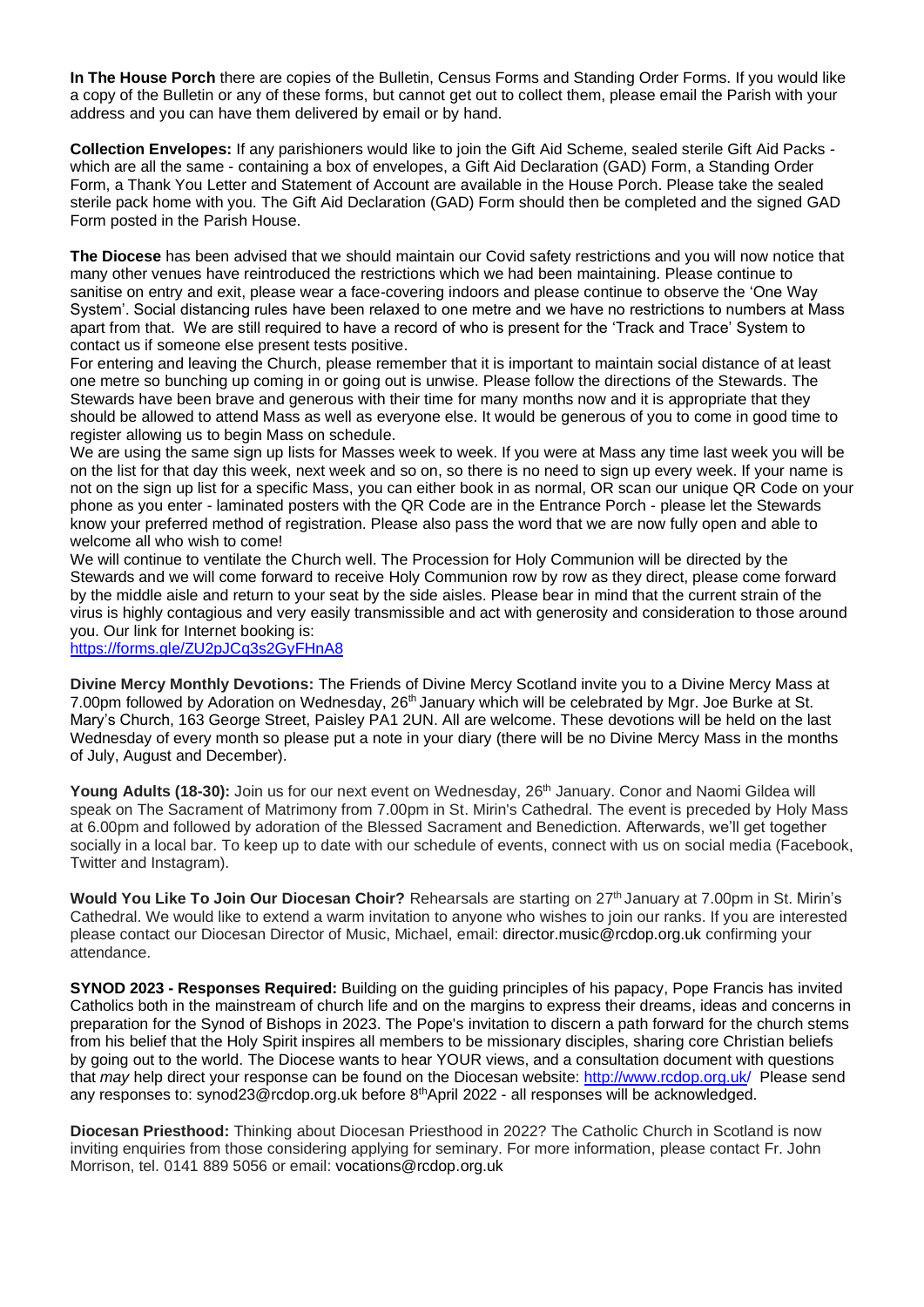**In The House Porch** there are copies of the Bulletin, Census Forms and Standing Order Forms. If you would like a copy of the Bulletin or any of these forms, but cannot get out to collect them, please email the Parish with your address and you can have them delivered by email or by hand.

**Collection Envelopes:** If any parishioners would like to join the Gift Aid Scheme, sealed sterile Gift Aid Packs - which are all the same - containing a box of envelopes, a Gift Aid Declaration (GAD) Form, a Standing Order Form, a Thank You Letter and Statement of Account are available in the House Porch. Please take the sealed sterile pack home with you. The Gift Aid Declaration (GAD) Form should then be completed and the signed GAD Form posted in the Parish House.

**The Diocese** has been advised that we should maintain our Covid safety restrictions and you will now notice that many other venues have reintroduced the restrictions which we had been maintaining. Please continue to sanitise on entry and exit, please wear a face-covering indoors and please continue to observe the 'One Way System'. Social distancing rules have been relaxed to one metre and we have no restrictions to numbers at Mass apart from that. We are still required to have a record of who is present for the 'Track and Trace' System to contact us if someone else present tests positive.

For entering and leaving the Church, please remember that it is important to maintain social distance of at least one metre so bunching up coming in or going out is unwise. Please follow the directions of the Stewards. The Stewards have been brave and generous with their time for many months now and it is appropriate that they should be allowed to attend Mass as well as everyone else. It would be generous of you to come in good time to register allowing us to begin Mass on schedule.

We are using the same sign up lists for Masses week to week. If you were at Mass any time last week you will be on the list for that day this week, next week and so on, so there is no need to sign up every week. If your name is not on the sign up list for a specific Mass, you can either book in as normal, OR scan our unique QR Code on your phone as you enter - laminated posters with the QR Code are in the Entrance Porch - please let the Stewards know your preferred method of registration. Please also pass the word that we are now fully open and able to welcome all who wish to come!

We will continue to ventilate the Church well. The Procession for Holy Communion will be directed by the Stewards and we will come forward to receive Holy Communion row by row as they direct, please come forward by the middle aisle and return to your seat by the side aisles. Please bear in mind that the current strain of the virus is highly contagious and very easily transmissible and act with generosity and consideration to those around you. Our link for Internet booking is:
https://forms.gle/ZU2pJCq3s2GyFHnA8

**Divine Mercy Monthly Devotions:** The Friends of Divine Mercy Scotland invite you to a Divine Mercy Mass at 7.00pm followed by Adoration on Wednesday, 26th January which will be celebrated by Mgr. Joe Burke at St. Mary's Church, 163 George Street, Paisley PA1 2UN. All are welcome. These devotions will be held on the last Wednesday of every month so please put a note in your diary (there will be no Divine Mercy Mass in the months of July, August and December).

**Young Adults (18-30):** Join us for our next event on Wednesday, 26th January. Conor and Naomi Gildea will speak on The Sacrament of Matrimony from 7.00pm in St. Mirin's Cathedral. The event is preceded by Holy Mass at 6.00pm and followed by adoration of the Blessed Sacrament and Benediction. Afterwards, we'll get together socially in a local bar. To keep up to date with our schedule of events, connect with us on social media (Facebook, Twitter and Instagram).

**Would You Like To Join Our Diocesan Choir?** Rehearsals are starting on 27th January at 7.00pm in St. Mirin's Cathedral. We would like to extend a warm invitation to anyone who wishes to join our ranks. If you are interested please contact our Diocesan Director of Music, Michael, email: director.music@rcdop.org.uk confirming your attendance.

**SYNOD 2023 - Responses Required:** Building on the guiding principles of his papacy, Pope Francis has invited Catholics both in the mainstream of church life and on the margins to express their dreams, ideas and concerns in preparation for the Synod of Bishops in 2023. The Pope's invitation to discern a path forward for the church stems from his belief that the Holy Spirit inspires all members to be missionary disciples, sharing core Christian beliefs by going out to the world. The Diocese wants to hear YOUR views, and a consultation document with questions that *may* help direct your response can be found on the Diocesan website: http://www.rcdop.org.uk/ Please send any responses to: synod23@rcdop.org.uk before 8th April 2022 - all responses will be acknowledged.

**Diocesan Priesthood:** Thinking about Diocesan Priesthood in 2022? The Catholic Church in Scotland is now inviting enquiries from those considering applying for seminary. For more information, please contact Fr. John Morrison, tel. 0141 889 5056 or email: vocations@rcdop.org.uk